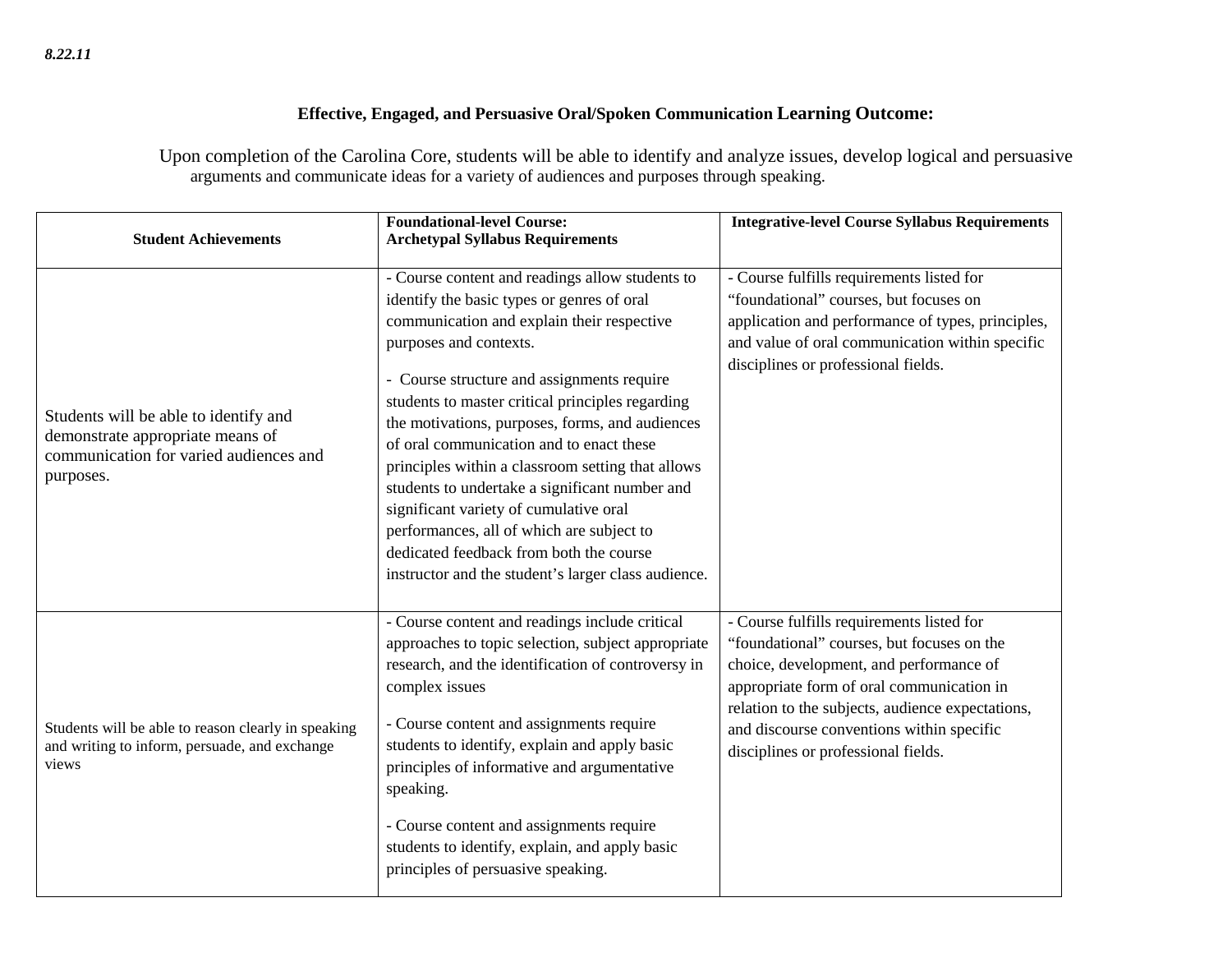*8.22.11*

**Effective, Engaged, and Persuasive Oral/Spoken Communication Learning Outcome:**

Upon completion of the Carolina Core, students will be able to identify and analyze issues, develop logical and persuasive arguments and communicate ideas for a variety of audiences and purposes through speaking.

| Student Achievements | Foundational-level Course: Archetypal Syllabus Requirements | Integrative-level Course Syllabus Requirements |
|---|---|---|
| Students will be able to identify and demonstrate appropriate means of communication for varied audiences and purposes. | - Course content and readings allow students to identify the basic types or genres of oral communication and explain their respective purposes and contexts.<br><br>- Course structure and assignments require students to master critical principles regarding the motivations, purposes, forms, and audiences of oral communication and to enact these principles within a classroom setting that allows students to undertake a significant number and significant variety of cumulative oral performances, all of which are subject to dedicated feedback from both the course instructor and the student's larger class audience. | - Course fulfills requirements listed for "foundational" courses, but focuses on application and performance of types, principles, and value of oral communication within specific disciplines or professional fields. |
| Students will be able to reason clearly in speaking and writing to inform, persuade, and exchange views | - Course content and readings include critical approaches to topic selection, subject appropriate research, and the identification of controversy in complex issues<br><br>- Course content and assignments require students to identify, explain and apply basic principles of informative and argumentative speaking.<br><br>- Course content and assignments require students to identify, explain, and apply basic principles of persuasive speaking. | - Course fulfills requirements listed for "foundational" courses, but focuses on the choice, development, and performance of appropriate form of oral communication in relation to the subjects, audience expectations, and discourse conventions within specific disciplines or professional fields. |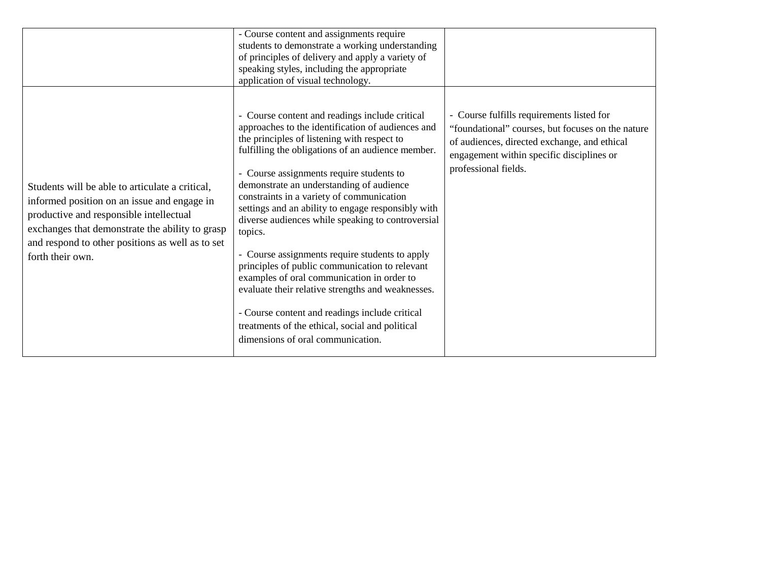| | | |
|---|---|---|
| | - Course content and assignments require students to demonstrate a working understanding of principles of delivery and apply a variety of speaking styles, including the appropriate application of visual technology. | |
| Students will be able to articulate a critical, informed position on an issue and engage in productive and responsible intellectual exchanges that demonstrate the ability to grasp and respond to other positions as well as to set forth their own. | - Course content and readings include critical approaches to the identification of audiences and the principles of listening with respect to fulfilling the obligations of an audience member.<br><br>- Course assignments require students to demonstrate an understanding of audience constraints in a variety of communication settings and an ability to engage responsibly with diverse audiences while speaking to controversial topics.<br><br>- Course assignments require students to apply principles of public communication to relevant examples of oral communication in order to evaluate their relative strengths and weaknesses.<br><br>- Course content and readings include critical treatments of the ethical, social and political dimensions of oral communication. | - Course fulfills requirements listed for "foundational" courses, but focuses on the nature of audiences, directed exchange, and ethical engagement within specific disciplines or professional fields. |